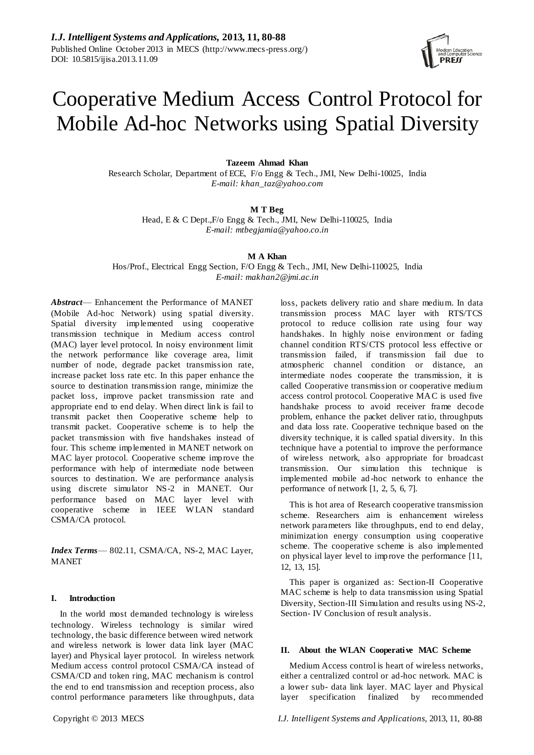# Cooperative Medium Access Control Protocol for Mobile Ad-hoc Networks using Spatial Diversity

**Tazeem Ahmad Khan**
Research Scholar, Department of ECE, F/o Engg & Tech., JMI, New Delhi-10025, India
*E-mail: khan_taz@yahoo.com*

**M T Beg**
Head, E & C Dept.,F/o Engg & Tech., JMI, New Delhi-110025, India
*E-mail: mtbegjamia@yahoo.co.in*

**M A Khan**
Hos/Prof., Electrical Engg Section, F/O Engg & Tech., JMI, New Delhi-110025, India
*E-mail: makhan2@jmi.ac.in*

***Abstract*** — Enhancement the Performance of MANET (Mobile Ad-hoc Network) using spatial diversity. Spatial diversity implemented using cooperative transmission technique in Medium access control (MAC) layer level protocol. In noisy environment limit the network performance like coverage area, limit number of node, degrade packet transmission rate, increase packet loss rate etc. In this paper enhance the source to destination transmission range, minimize the packet loss, improve packet transmission rate and appropriate end to end delay. When direct link is fail to transmit packet then Cooperative scheme help to transmit packet. Cooperative scheme is to help the packet transmission with five handshakes instead of four. This scheme implemented in MANET network on MAC layer protocol. Cooperative scheme improve the performance with help of intermediate node between sources to destination. We are performance analysis using discrete simulator NS-2 in MANET. Our performance based on MAC layer level with cooperative scheme in IEEE WLAN standard CSMA/CA protocol.

***Index Terms*** — 802.11, CSMA/CA, NS-2, MAC Layer, MANET

## I. Introduction

In the world most demanded technology is wireless technology. Wireless technology is similar wired technology, the basic difference between wired network and wireless network is lower data link layer (MAC layer) and Physical layer protocol. In wireless network Medium access control protocol CSMA/CA instead of CSMA/CD and token ring, MAC mechanism is control the end to end transmission and reception process, also control performance parameters like throughputs, data loss, packets delivery ratio and share medium. In data transmission process MAC layer with RTS/TCS protocol to reduce collision rate using four way handshakes. In highly noise environment or fading channel condition RTS/CTS protocol less effective or transmission failed, if transmission fail due to atmospheric channel condition or distance, an intermediate nodes cooperate the transmission, it is called Cooperative transmission or cooperative medium access control protocol. Cooperative MAC is used five handshake process to avoid receiver frame decode problem, enhance the packet deliver ratio, throughputs and data loss rate. Cooperative technique based on the diversity technique, it is called spatial diversity. In this technique have a potential to improve the performance of wireless network, also appropriate for broadcast transmission. Our simulation this technique is implemented mobile ad-hoc network to enhance the performance of network [1, 2, 5, 6, 7].

This is hot area of Research cooperative transmission scheme. Researchers aim is enhancement wireless network parameters like throughputs, end to end delay, minimization energy consumption using cooperative scheme. The cooperative scheme is also implemented on physical layer level to improve the performance [11, 12, 13, 15].

This paper is organized as: Section-II Cooperative MAC scheme is help to data transmission using Spatial Diversity, Section-III Simulation and results using NS-2, Section- IV Conclusion of result analysis.

## II. About the WLAN Cooperative MAC Scheme

Medium Access control is heart of wireless networks, either a centralized control or ad-hoc network. MAC is a lower sub- data link layer. MAC layer and Physical layer specification finalized by recommended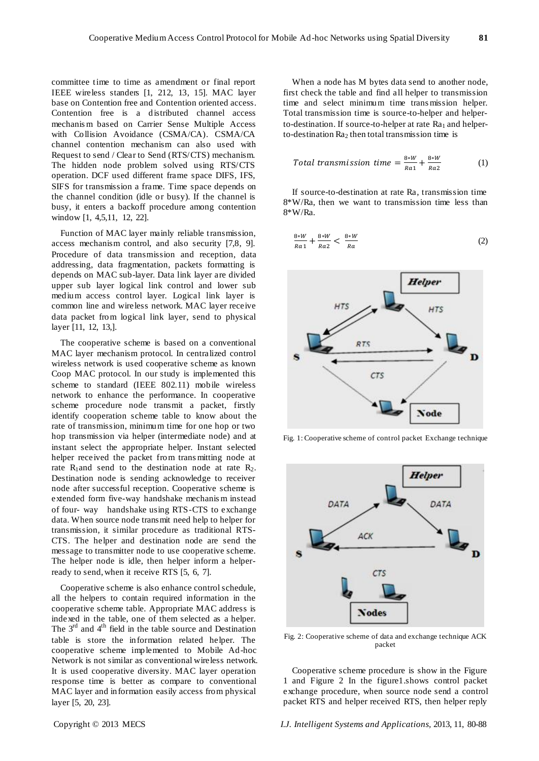committee time to time as amendment or final report IEEE wireless standers [1, 212, 13, 15]. MAC layer base on Contention free and Contention oriented access. Contention free is a distributed channel access mechanism based on Carrier Sense Multiple Access with Collision Avoidance (CSMA/CA). CSMA/CA channel contention mechanism can also used with Request to send / Clear to Send (RTS/CTS) mechanism. The hidden node problem solved using RTS/CTS operation. DCF used different frame space DIFS, IFS, SIFS for transmission a frame. Time space depends on the channel condition (idle or busy). If the channel is busy, it enters a backoff procedure among contention window [1, 4,5,11, 12, 22].

Function of MAC layer mainly reliable transmission, access mechanism control, and also security [7,8, 9]. Procedure of data transmission and reception, data addressing, data fragmentation, packets formatting is depends on MAC sub-layer. Data link layer are divided upper sub layer logical link control and lower sub medium access control layer. Logical link layer is common line and wireless network. MAC layer receive data packet from logical link layer, send to physical layer [11, 12, 13,].

The cooperative scheme is based on a conventional MAC layer mechanism protocol. In centralized control wireless network is used cooperative scheme as known Coop MAC protocol. In our study is implemented this scheme to standard (IEEE 802.11) mobile wireless network to enhance the performance. In cooperative scheme procedure node transmit a packet, firstly identify cooperation scheme table to know about the rate of transmission, minimum time for one hop or two hop transmission via helper (intermediate node) and at instant select the appropriate helper. Instant selected helper received the packet from transmitting node at rate $R_1$and send to the destination node at rate $R_2$. Destination node is sending acknowledge to receiver node after successful reception. Cooperative scheme is extended form five-way handshake mechanism instead of four- way handshake using RTS-CTS to exchange data. When source node transmit need help to helper for transmission, it similar procedure as traditional RTS-CTS. The helper and destination node are send the message to transmitter node to use cooperative scheme. The helper node is idle, then helper inform a helper-ready to send, when it receive RTS [5, 6, 7].

Cooperative scheme is also enhance control schedule, all the helpers to contain required information in the cooperative scheme table. Appropriate MAC address is indexed in the table, one of them selected as a helper. The 3[rd] and 4[th] field in the table source and Destination table is store the information related helper. The cooperative scheme implemented to Mobile Ad-hoc Network is not similar as conventional wireless network. It is used cooperative diversity. MAC layer operation response time is better as compare to conventional MAC layer and information easily access from physical layer [5, 20, 23].

When a node has M bytes data send to another node, first check the table and find all helper to transmission time and select minimum time transmission helper. Total transmission time is source-to-helper and helper-to-destination. If source-to-helper at rate $Ra_1$ and helper-to-destination $Ra_2$ then total transmission time is

$$Total\ transmission\ time = \frac{8*W}{Ra1} + \frac{8*W}{Ra2} \tag{1}$$

If source-to-destination at rate Ra, transmission time 8*W/Ra, then we want to transmission time less than 8*W/Ra.

$$\frac{8*W}{Ra1} + \frac{8*W}{Ra2} < \frac{8*W}{Ra} \tag{2}$$

Fig. 1: Cooperative scheme of control packet Exchange technique

Fig. 2: Cooperative scheme of data and exchange technique ACK packet

Cooperative scheme procedure is show in the Figure 1 and Figure 2 In the figure1.shows control packet exchange procedure, when source node send a control packet RTS and helper received RTS, then helper reply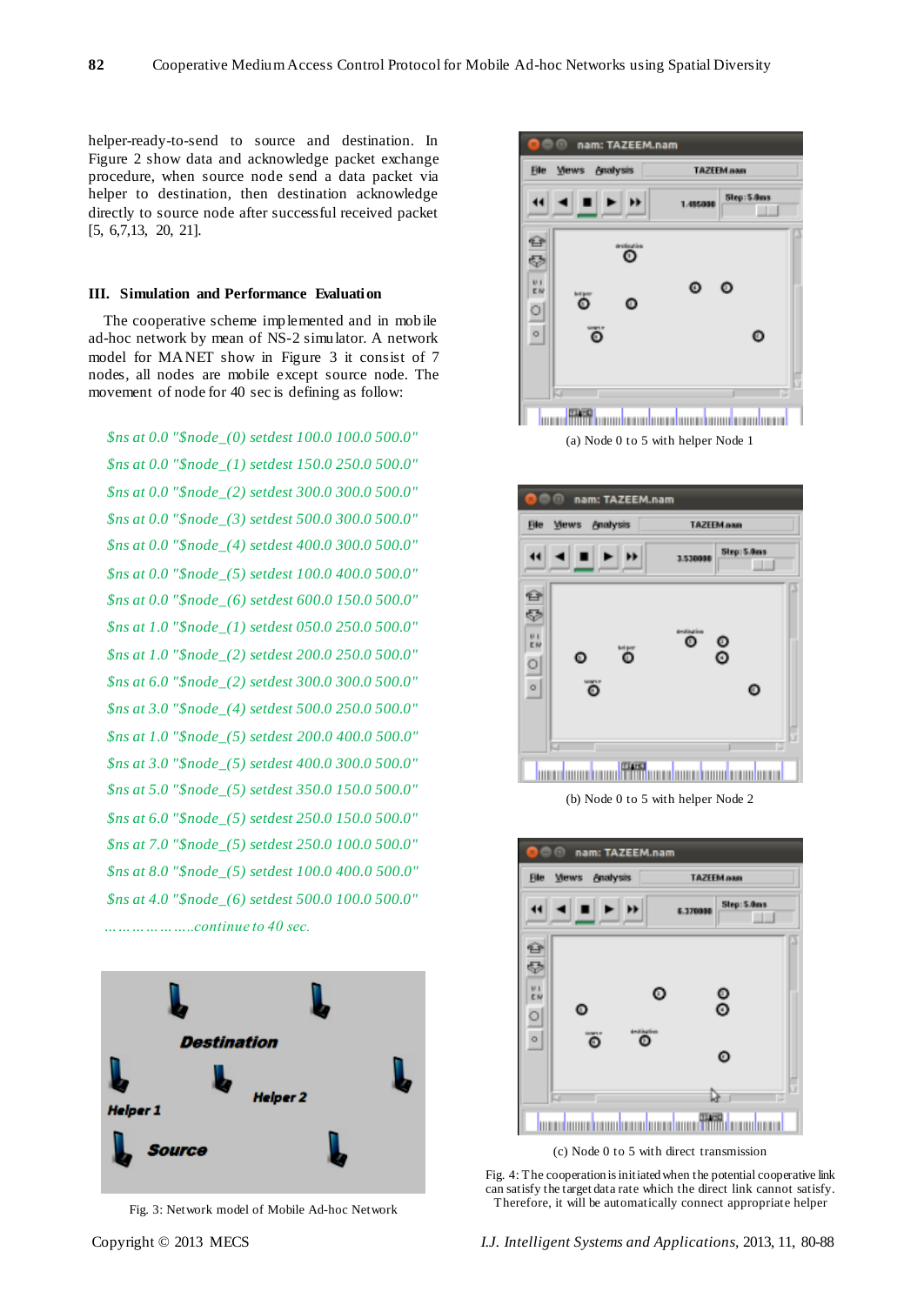helper-ready-to-send to source and destination. In Figure 2 show data and acknowledge packet exchange procedure, when source node send a data packet via helper to destination, then destination acknowledge directly to source node after successful received packet [5, 6,7,13, 20, 21].

## III. Simulation and Performance Evaluation

The cooperative scheme implemented and in mobile ad-hoc network by mean of NS-2 simulator. A network model for MANET show in Figure 3 it consist of 7 nodes, all nodes are mobile except source node. The movement of node for 40 sec is defining as follow:

```
$ns at 0.0 "$node_(0) setdest 100.0 100.0 500.0"
$ns at 0.0 "$node_(1) setdest 150.0 250.0 500.0"
$ns at 0.0 "$node_(2) setdest 300.0 300.0 500.0"
$ns at 0.0 "$node_(3) setdest 500.0 300.0 500.0"
$ns at 0.0 "$node_(4) setdest 400.0 300.0 500.0"
$ns at 0.0 "$node_(5) setdest 100.0 400.0 500.0"
$ns at 0.0 "$node_(6) setdest 600.0 150.0 500.0"
$ns at 1.0 "$node_(1) setdest 050.0 250.0 500.0"
$ns at 1.0 "$node_(2) setdest 200.0 250.0 500.0"
$ns at 6.0 "$node_(2) setdest 300.0 300.0 500.0"
$ns at 3.0 "$node_(4) setdest 500.0 250.0 500.0"
$ns at 1.0 "$node_(5) setdest 200.0 400.0 500.0"
$ns at 3.0 "$node_(5) setdest 400.0 300.0 500.0"
$ns at 5.0 "$node_(5) setdest 350.0 150.0 500.0"
$ns at 6.0 "$node_(5) setdest 250.0 150.0 500.0"
$ns at 7.0 "$node_(5) setdest 250.0 100.0 500.0"
$ns at 8.0 "$node_(5) setdest 100.0 400.0 500.0"
$ns at 4.0 "$node_(6) setdest 500.0 100.0 500.0"
………………..continue to 40 sec.
```

Fig. 3: Network model of Mobile Ad-hoc Network

(a) Node 0 to 5 with helper Node 1

(b) Node 0 to 5 with helper Node 2

(c) Node 0 to 5 with direct transmission

Fig. 4: The cooperation is initiated when the potential cooperative link can satisfy the target data rate which the direct link cannot satisfy. Therefore, it will be automatically connect appropriate helper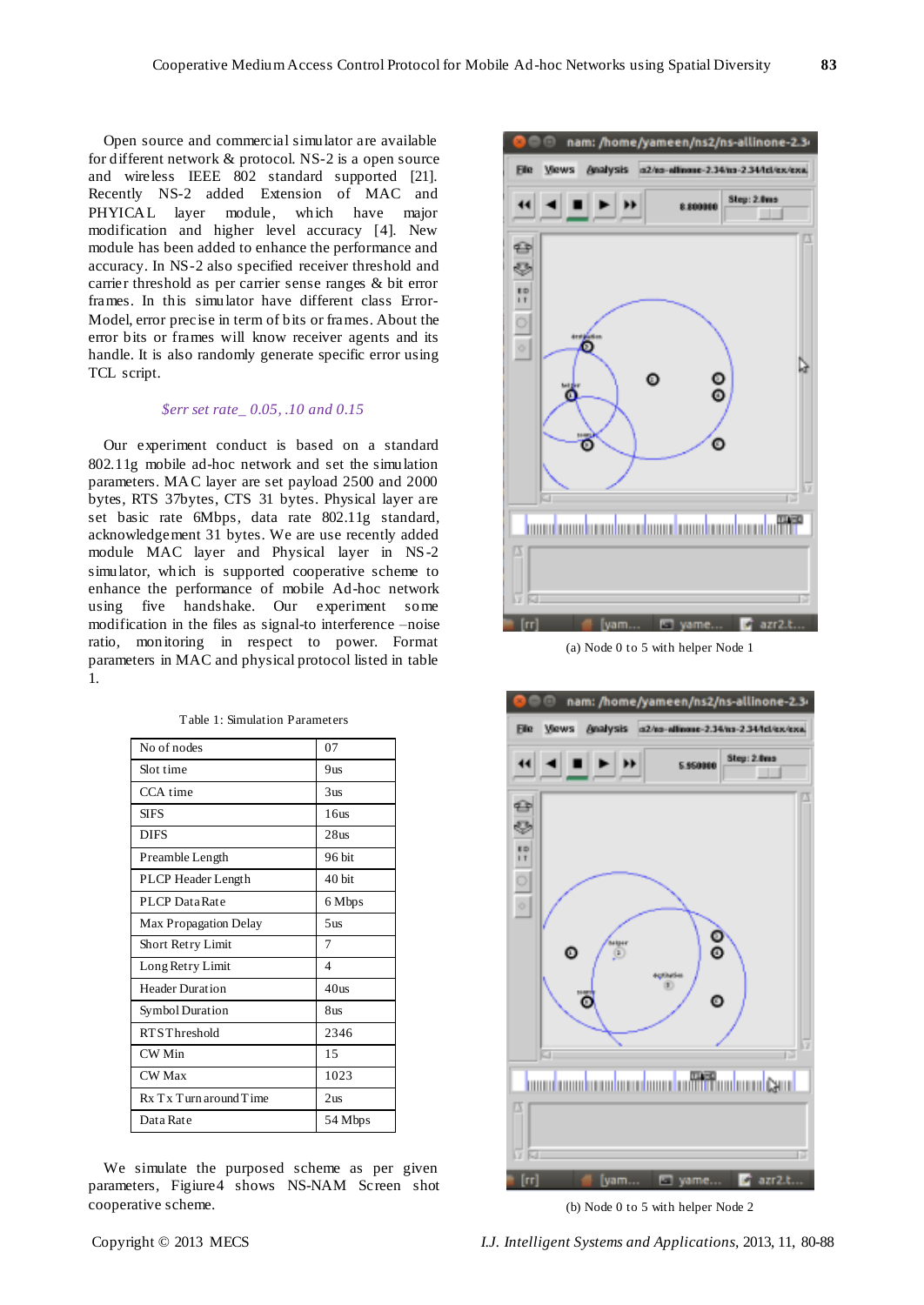Open source and commercial simulator are available for different network & protocol. NS-2 is a open source and wireless IEEE 802 standard supported [21]. Recently NS-2 added Extension of MAC and PHYICAL layer module, which have major modification and higher level accuracy [4]. New module has been added to enhance the performance and accuracy. In NS-2 also specified receiver threshold and carrier threshold as per carrier sense ranges & bit error frames. In this simulator have different class Error-Model, error precise in term of bits or frames. About the error bits or frames will know receiver agents and its handle. It is also randomly generate specific error using TCL script.

*$err set rate_ 0.05, .10 and 0.15*

Our experiment conduct is based on a standard 802.11g mobile ad-hoc network and set the simulation parameters. MAC layer are set payload 2500 and 2000 bytes, RTS 37bytes, CTS 31 bytes. Physical layer are set basic rate 6Mbps, data rate 802.11g standard, acknowledgement 31 bytes. We are use recently added module MAC layer and Physical layer in NS-2 simulator, which is supported cooperative scheme to enhance the performance of mobile Ad-hoc network using five handshake. Our experiment done some modification in the files as signal-to interference –noise ratio, monitoring in respect to power. Format parameters in MAC and physical protocol listed in table 1.

Table 1: Simulation Parameters

| No of nodes | 07 |
|---|---|
| Slot time | 9us |
| CCA time | 3us |
| SIFS | 16us |
| DIFS | 28us |
| Preamble Length | 96 bit |
| PLCP Header Length | 40 bit |
| PLCP Data Rate | 6 Mbps |
| Max Propagation Delay | 5us |
| Short Retry Limit | 7 |
| Long Retry Limit | 4 |
| Header Duration | 40us |
| Symbol Duration | 8us |
| RTSThreshold | 2346 |
| CW Min | 15 |
| CW Max | 1023 |
| Rx Tx Turn around Time | 2us |
| Data Rate | 54 Mbps |

We simulate the purposed scheme as per given parameters, Figiure4 shows NS-NAM Screen shot cooperative scheme.

(a) Node 0 to 5 with helper Node 1

(b) Node 0 to 5 with helper Node 2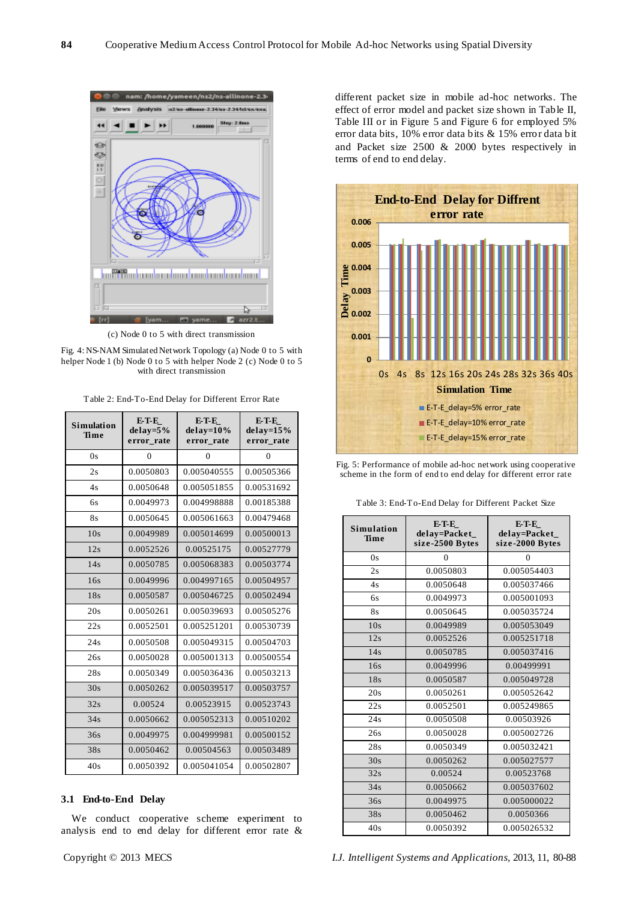(c) Node 0 to 5 with direct transmission

Fig. 4: NS-NAM Simulated Network Topology (a) Node 0 to 5 with helper Node 1 (b) Node 0 to 5 with helper Node 2 (c) Node 0 to 5 with direct transmission

Table 2: End-To-End Delay for Different Error Rate

| Simulation Time | E-T-E_ delay=5% error_rate | E-T-E_ delay=10% error_rate | E-T-E_ delay=15% error_rate |
|---|---|---|---|
| 0s | 0 | 0 | 0 |
| 2s | 0.0050803 | 0.005040555 | 0.00505366 |
| 4s | 0.0050648 | 0.005051855 | 0.00531692 |
| 6s | 0.0049973 | 0.004998888 | 0.00185388 |
| 8s | 0.0050645 | 0.005061663 | 0.00479468 |
| 10s | 0.0049989 | 0.005014699 | 0.00500013 |
| 12s | 0.0052526 | 0.00525175 | 0.00527779 |
| 14s | 0.0050785 | 0.005068383 | 0.00503774 |
| 16s | 0.0049996 | 0.004997165 | 0.00504957 |
| 18s | 0.0050587 | 0.005046725 | 0.00502494 |
| 20s | 0.0050261 | 0.005039693 | 0.00505276 |
| 22s | 0.0052501 | 0.005251201 | 0.00530739 |
| 24s | 0.0050508 | 0.005049315 | 0.00504703 |
| 26s | 0.0050028 | 0.005001313 | 0.00500554 |
| 28s | 0.0050349 | 0.005036436 | 0.00503213 |
| 30s | 0.0050262 | 0.005039517 | 0.00503757 |
| 32s | 0.00524 | 0.00523915 | 0.00523743 |
| 34s | 0.0050662 | 0.005052313 | 0.00510202 |
| 36s | 0.0049975 | 0.004999981 | 0.00500152 |
| 38s | 0.0050462 | 0.00504563 | 0.00503489 |
| 40s | 0.0050392 | 0.005041054 | 0.00502807 |

### 3.1 End-to-End Delay

We conduct cooperative scheme experiment to analysis end to end delay for different error rate & different packet size in mobile ad-hoc networks. The effect of error model and packet size shown in Table II, Table III or in Figure 5 and Figure 6 for employed 5% error data bits, 10% error data bits & 15% error data bit and Packet size 2500 & 2000 bytes respectively in terms of end to end delay.

Fig. 5: Performance of mobile ad-hoc network using cooperative scheme in the form of end to end delay for different error rate

Table 3: End-To-End Delay for Different Packet Size

| Simulation Time | E-T-E_ delay=Packet_ size-2500 Bytes | E-T-E_ delay=Packet_ size-2000 Bytes |
|---|---|---|
| 0s | 0 | 0 |
| 2s | 0.0050803 | 0.005054403 |
| 4s | 0.0050648 | 0.005037466 |
| 6s | 0.0049973 | 0.005001093 |
| 8s | 0.0050645 | 0.005035724 |
| 10s | 0.0049989 | 0.005053049 |
| 12s | 0.0052526 | 0.005251718 |
| 14s | 0.0050785 | 0.005037416 |
| 16s | 0.0049996 | 0.00499991 |
| 18s | 0.0050587 | 0.005049728 |
| 20s | 0.0050261 | 0.005052642 |
| 22s | 0.0052501 | 0.005249865 |
| 24s | 0.0050508 | 0.00503926 |
| 26s | 0.0050028 | 0.005002726 |
| 28s | 0.0050349 | 0.005032421 |
| 30s | 0.0050262 | 0.005027577 |
| 32s | 0.00524 | 0.00523768 |
| 34s | 0.0050662 | 0.005037602 |
| 36s | 0.0049975 | 0.005000022 |
| 38s | 0.0050462 | 0.0050366 |
| 40s | 0.0050392 | 0.005026532 |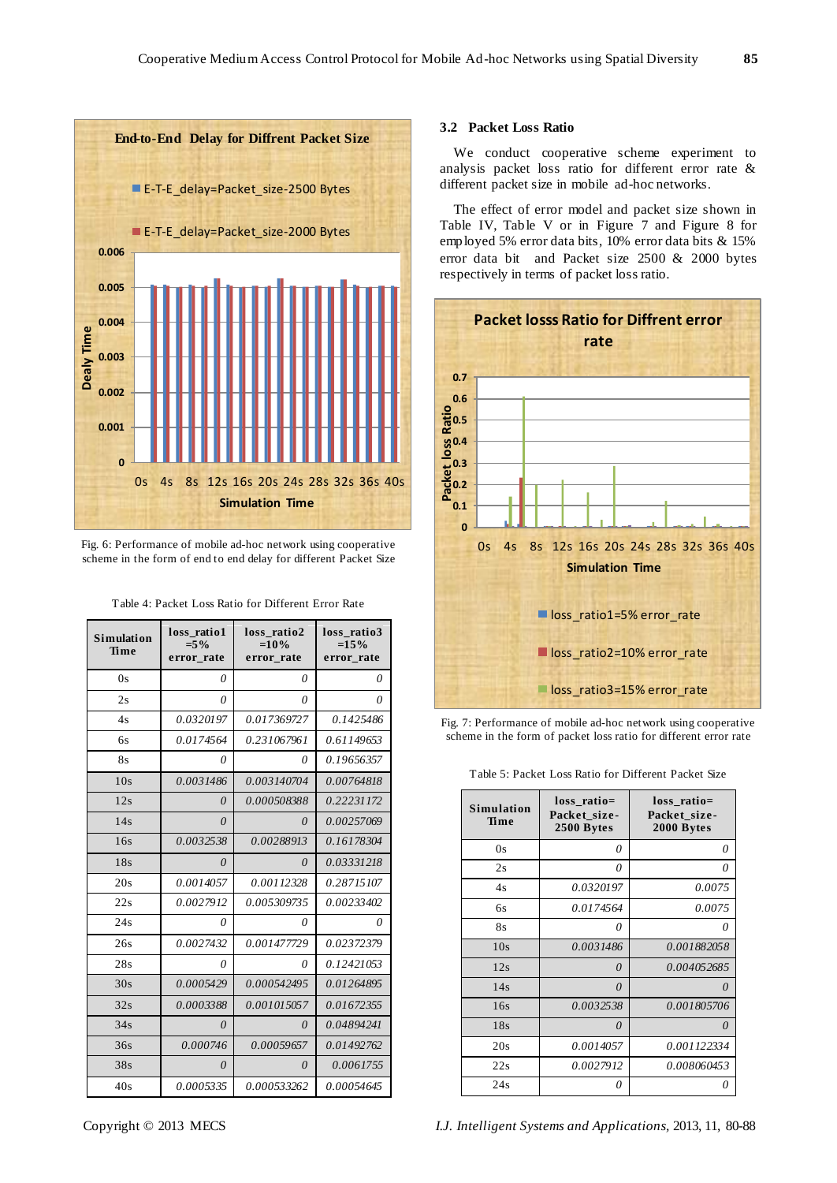Fig. 6: Performance of mobile ad-hoc network using cooperative scheme in the form of end to end delay for different Packet Size

Table 4: Packet Loss Ratio for Different Error Rate

| Simulation Time | loss_ratio1 =5% error_rate | loss_ratio2 =10% error_rate | loss_ratio3 =15% error_rate |
|---|---|---|---|
| 0s | 0 | 0 | 0 |
| 2s | 0 | 0 | 0 |
| 4s | 0.0320197 | 0.017369727 | 0.1425486 |
| 6s | 0.0174564 | 0.231067961 | 0.61149653 |
| 8s | 0 | 0 | 0.19656357 |
| 10s | 0.0031486 | 0.003140704 | 0.00764818 |
| 12s | 0 | 0.000508388 | 0.22231172 |
| 14s | 0 | 0 | 0.00257069 |
| 16s | 0.0032538 | 0.00288913 | 0.16178304 |
| 18s | 0 | 0 | 0.03331218 |
| 20s | 0.0014057 | 0.00112328 | 0.28715107 |
| 22s | 0.0027912 | 0.005309735 | 0.00233402 |
| 24s | 0 | 0 | 0 |
| 26s | 0.0027432 | 0.001477729 | 0.02372379 |
| 28s | 0 | 0 | 0.12421053 |
| 30s | 0.0005429 | 0.000542495 | 0.01264895 |
| 32s | 0.0003388 | 0.001015057 | 0.01672355 |
| 34s | 0 | 0 | 0.04894241 |
| 36s | 0.000746 | 0.00059657 | 0.01492762 |
| 38s | 0 | 0 | 0.0061755 |
| 40s | 0.0005335 | 0.000533262 | 0.00054645 |

### 3.2 Packet Loss Ratio

We conduct cooperative scheme experiment to analysis packet loss ratio for different error rate & different packet size in mobile ad-hoc networks.

The effect of error model and packet size shown in Table IV, Table V or in Figure 7 and Figure 8 for employed 5% error data bits, 10% error data bits & 15% error data bit and Packet size 2500 & 2000 bytes respectively in terms of packet loss ratio.

Fig. 7: Performance of mobile ad-hoc network using cooperative scheme in the form of packet loss ratio for different error rate

Table 5: Packet Loss Ratio for Different Packet Size

| Simulation Time | loss_ratio= Packet_size-2500 Bytes | loss_ratio= Packet_size-2000 Bytes |
|---|---|---|
| 0s | 0 | 0 |
| 2s | 0 | 0 |
| 4s | 0.0320197 | 0.0075 |
| 6s | 0.0174564 | 0.0075 |
| 8s | 0 | 0 |
| 10s | 0.0031486 | 0.001882058 |
| 12s | 0 | 0.004052685 |
| 14s | 0 | 0 |
| 16s | 0.0032538 | 0.001805706 |
| 18s | 0 | 0 |
| 20s | 0.0014057 | 0.001122334 |
| 22s | 0.0027912 | 0.008060453 |
| 24s | 0 | 0 |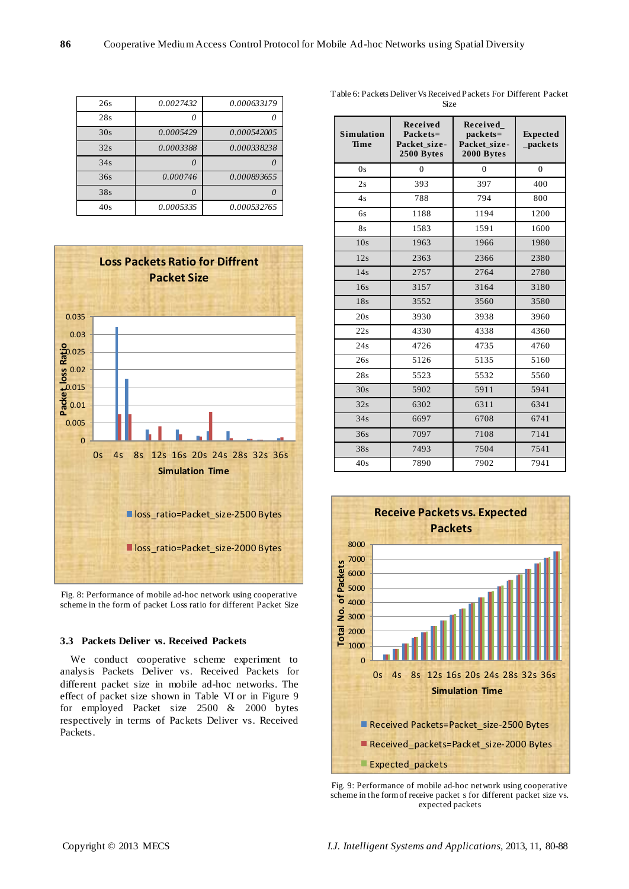| 26s | 0.0027432 | 0.000633179 |
|---|---|---|
| 28s | 0 | 0 |
| 30s | 0.0005429 | 0.000542005 |
| 32s | 0.0003388 | 0.000338238 |
| 34s | 0 | 0 |
| 36s | 0.000746 | 0.000893655 |
| 38s | 0 | 0 |
| 40s | 0.0005335 | 0.000532765 |

Fig. 8: Performance of mobile ad-hoc network using cooperative scheme in the form of packet Loss ratio for different Packet Size

### 3.3 Packets Deliver vs. Received Packets

We conduct cooperative scheme experiment to analysis Packets Deliver vs. Received Packets for different packet size in mobile ad-hoc networks. The effect of packet size shown in Table VI or in Figure 9 for employed Packet size 2500 & 2000 bytes respectively in terms of Packets Deliver vs. Received Packets.

Table 6: Packets Deliver Vs Received Packets For Different Packet Size

| Simulation Time | Received Packets= Packet_size- 2500 Bytes | Received_ packets= Packet_size- 2000 Bytes | Expected _packets |
|---|---|---|---|
| 0s | 0 | 0 | 0 |
| 2s | 393 | 397 | 400 |
| 4s | 788 | 794 | 800 |
| 6s | 1188 | 1194 | 1200 |
| 8s | 1583 | 1591 | 1600 |
| 10s | 1963 | 1966 | 1980 |
| 12s | 2363 | 2366 | 2380 |
| 14s | 2757 | 2764 | 2780 |
| 16s | 3157 | 3164 | 3180 |
| 18s | 3552 | 3560 | 3580 |
| 20s | 3930 | 3938 | 3960 |
| 22s | 4330 | 4338 | 4360 |
| 24s | 4726 | 4735 | 4760 |
| 26s | 5126 | 5135 | 5160 |
| 28s | 5523 | 5532 | 5560 |
| 30s | 5902 | 5911 | 5941 |
| 32s | 6302 | 6311 | 6341 |
| 34s | 6697 | 6708 | 6741 |
| 36s | 7097 | 7108 | 7141 |
| 38s | 7493 | 7504 | 7541 |
| 40s | 7890 | 7902 | 7941 |

Fig. 9: Performance of mobile ad-hoc network using cooperative scheme in the form of receive packet s for different packet size vs. expected packets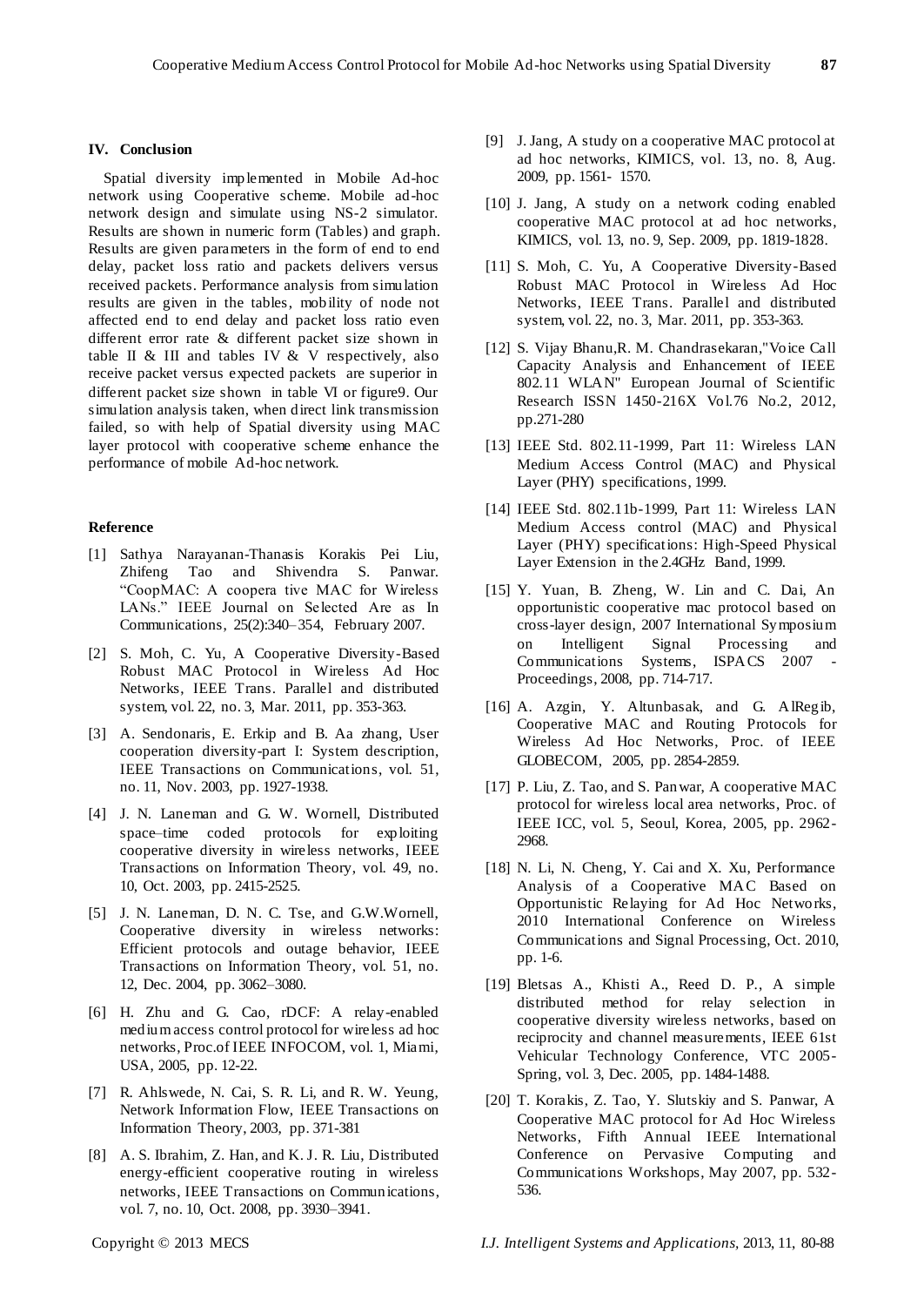## IV. Conclusion

Spatial diversity implemented in Mobile Ad-hoc network using Cooperative scheme. Mobile ad-hoc network design and simulate using NS-2 simulator. Results are shown in numeric form (Tables) and graph. Results are given parameters in the form of end to end delay, packet loss ratio and packets delivers versus received packets. Performance analysis from simulation results are given in the tables, mobility of node not affected end to end delay and packet loss ratio even different error rate & different packet size shown in table II & III and tables IV & V respectively, also receive packet versus expected packets are superior in different packet size shown in table VI or figure9. Our simulation analysis taken, when direct link transmission failed, so with help of Spatial diversity using MAC layer protocol with cooperative scheme enhance the performance of mobile Ad-hoc network.

## Reference

[1] Sathya Narayanan-Thanasis Korakis Pei Liu, Zhifeng Tao and Shivendra S. Panwar. "CoopMAC: A coopera tive MAC for Wireless LANs." IEEE Journal on Selected Are as In Communications, 25(2):340–354, February 2007.

[2] S. Moh, C. Yu, A Cooperative Diversity-Based Robust MAC Protocol in Wireless Ad Hoc Networks, IEEE Trans. Parallel and distributed system, vol. 22, no. 3, Mar. 2011, pp. 353-363.

[3] A. Sendonaris, E. Erkip and B. Aa zhang, User cooperation diversity-part I: System description, IEEE Transactions on Communications, vol. 51, no. 11, Nov. 2003, pp. 1927-1938.

[4] J. N. Laneman and G. W. Wornell, Distributed space–time coded protocols for exploiting cooperative diversity in wireless networks, IEEE Transactions on Information Theory, vol. 49, no. 10, Oct. 2003, pp. 2415-2525.

[5] J. N. Laneman, D. N. C. Tse, and G.W.Wornell, Cooperative diversity in wireless networks: Efficient protocols and outage behavior, IEEE Transactions on Information Theory, vol. 51, no. 12, Dec. 2004, pp. 3062–3080.

[6] H. Zhu and G. Cao, rDCF: A relay-enabled medium access control protocol for wireless ad hoc networks, Proc.of IEEE INFOCOM, vol. 1, Miami, USA, 2005, pp. 12-22.

[7] R. Ahlswede, N. Cai, S. R. Li, and R. W. Yeung, Network Information Flow, IEEE Transactions on Information Theory, 2003, pp. 371-381

[8] A. S. Ibrahim, Z. Han, and K. J. R. Liu, Distributed energy-efficient cooperative routing in wireless networks, IEEE Transactions on Communications, vol. 7, no. 10, Oct. 2008, pp. 3930–3941.

[9] J. Jang, A study on a cooperative MAC protocol at ad hoc networks, KIMICS, vol. 13, no. 8, Aug. 2009, pp. 1561- 1570.

[10] J. Jang, A study on a network coding enabled cooperative MAC protocol at ad hoc networks, KIMICS, vol. 13, no. 9, Sep. 2009, pp. 1819-1828.

[11] S. Moh, C. Yu, A Cooperative Diversity-Based Robust MAC Protocol in Wireless Ad Hoc Networks, IEEE Trans. Parallel and distributed system, vol. 22, no. 3, Mar. 2011, pp. 353-363.

[12] S. Vijay Bhanu,R. M. Chandrasekaran,"Voice Call Capacity Analysis and Enhancement of IEEE 802.11 WLAN" European Journal of Scientific Research ISSN 1450-216X Vol.76 No.2, 2012, pp.271-280

[13] IEEE Std. 802.11-1999, Part 11: Wireless LAN Medium Access Control (MAC) and Physical Layer (PHY) specifications, 1999.

[14] IEEE Std. 802.11b-1999, Part 11: Wireless LAN Medium Access control (MAC) and Physical Layer (PHY) specifications: High-Speed Physical Layer Extension in the 2.4GHz Band, 1999.

[15] Y. Yuan, B. Zheng, W. Lin and C. Dai, An opportunistic cooperative mac protocol based on cross-layer design, 2007 International Symposium on Intelligent Signal Processing and Communications Systems, ISPACS 2007 - Proceedings, 2008, pp. 714-717.

[16] A. Azgin, Y. Altunbasak, and G. AlRegib, Cooperative MAC and Routing Protocols for Wireless Ad Hoc Networks, Proc. of IEEE GLOBECOM, 2005, pp. 2854-2859.

[17] P. Liu, Z. Tao, and S. Panwar, A cooperative MAC protocol for wireless local area networks, Proc. of IEEE ICC, vol. 5, Seoul, Korea, 2005, pp. 2962-2968.

[18] N. Li, N. Cheng, Y. Cai and X. Xu, Performance Analysis of a Cooperative MAC Based on Opportunistic Relaying for Ad Hoc Networks, 2010 International Conference on Wireless Communications and Signal Processing, Oct. 2010, pp. 1-6.

[19] Bletsas A., Khisti A., Reed D. P., A simple distributed method for relay selection in cooperative diversity wireless networks, based on reciprocity and channel measurements, IEEE 61st Vehicular Technology Conference, VTC 2005-Spring, vol. 3, Dec. 2005, pp. 1484-1488.

[20] T. Korakis, Z. Tao, Y. Slutskiy and S. Panwar, A Cooperative MAC protocol for Ad Hoc Wireless Networks, Fifth Annual IEEE International Conference on Pervasive Computing and Communications Workshops, May 2007, pp. 532-536.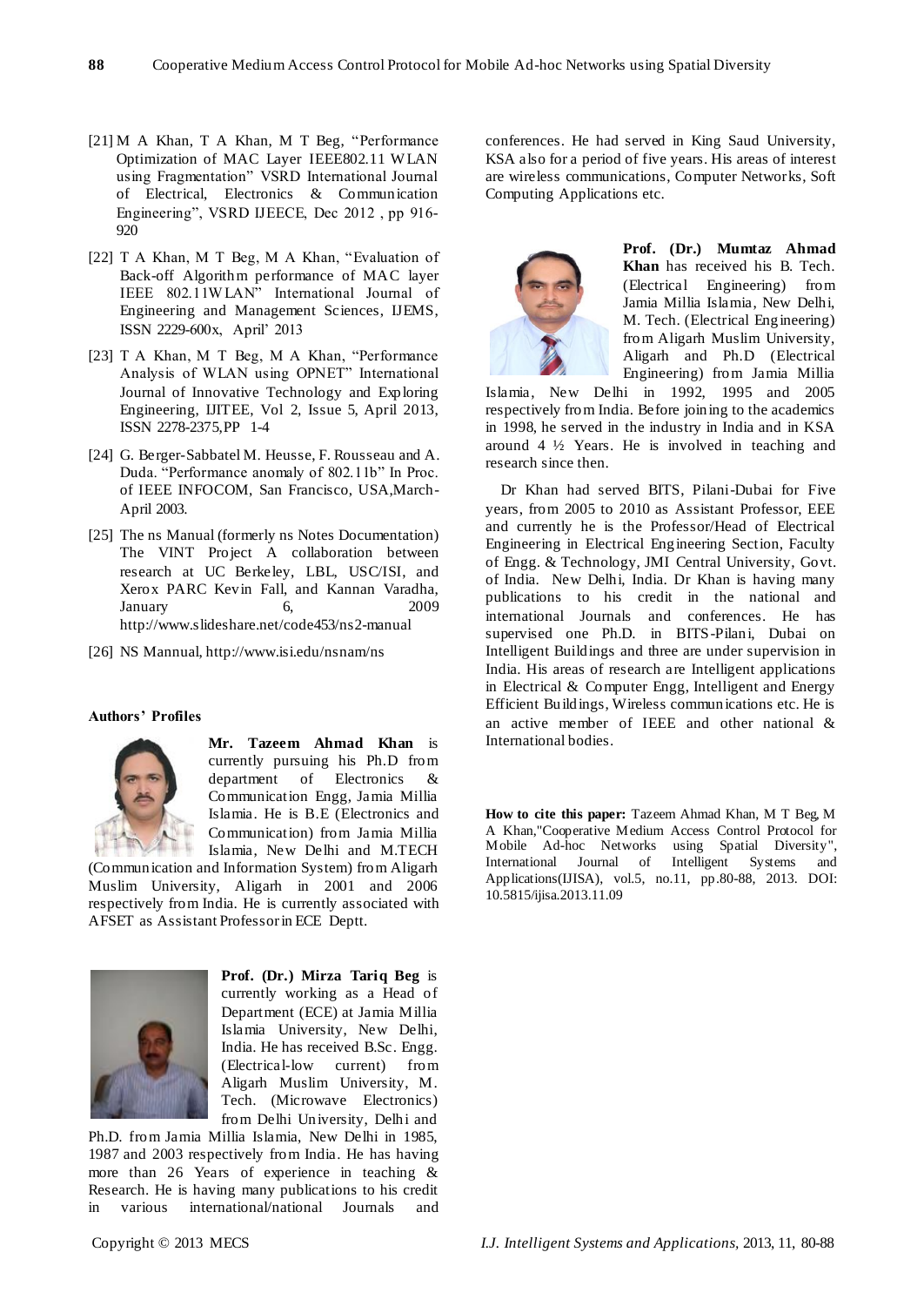[21] M A Khan, T A Khan, M T Beg, "Performance Optimization of MAC Layer IEEE802.11 WLAN using Fragmentation" VSRD International Journal of Electrical, Electronics & Communication Engineering", VSRD IJEECE, Dec 2012 , pp 916-920

[22] T A Khan, M T Beg, M A Khan, "Evaluation of Back-off Algorithm performance of MAC layer IEEE 802.11WLAN" International Journal of Engineering and Management Sciences, IJEMS, ISSN 2229-600x, April' 2013

[23] T A Khan, M T Beg, M A Khan, "Performance Analysis of WLAN using OPNET" International Journal of Innovative Technology and Exploring Engineering, IJITEE, Vol 2, Issue 5, April 2013, ISSN 2278-2375,PP 1-4

[24] G. Berger-Sabbatel M. Heusse, F. Rousseau and A. Duda. "Performance anomaly of 802.11b" In Proc. of IEEE INFOCOM, San Francisco, USA,March-April 2003.

[25] The ns Manual (formerly ns Notes Documentation) The VINT Project A collaboration between research at UC Berkeley, LBL, USC/ISI, and Xerox PARC Kevin Fall, and Kannan Varadha, January 6, 2009 http://www.slideshare.net/code453/ns2-manual

[26] NS Mannual, http://www.isi.edu/nsnam/ns

**Authors' Profiles**

**Mr. Tazeem Ahmad Khan** is currently pursuing his Ph.D from department of Electronics & Communication Engg, Jamia Millia Islamia. He is B.E (Electronics and Communication) from Jamia Millia Islamia, New Delhi and M.TECH (Communication and Information System) from Aligarh Muslim University, Aligarh in 2001 and 2006 respectively from India. He is currently associated with AFSET as Assistant Professor in ECE Deptt.

**Prof. (Dr.) Mirza Tariq Beg** is currently working as a Head of Department (ECE) at Jamia Millia Islamia University, New Delhi, India. He has received B.Sc. Engg. (Electrical-low current) from Aligarh Muslim University, M. Tech. (Microwave Electronics) from Delhi University, Delhi and Ph.D. from Jamia Millia Islamia, New Delhi in 1985, 1987 and 2003 respectively from India. He has having more than 26 Years of experience in teaching & Research. He is having many publications to his credit in various international/national Journals and conferences. He had served in King Saud University, KSA also for a period of five years. His areas of interest are wireless communications, Computer Networks, Soft Computing Applications etc.

**Prof. (Dr.) Mumtaz Ahmad Khan** has received his B. Tech. (Electrical Engineering) from Jamia Millia Islamia, New Delhi, M. Tech. (Electrical Engineering) from Aligarh Muslim University, Aligarh and Ph.D (Electrical Engineering) from Jamia Millia Islamia, New Delhi in 1992, 1995 and 2005 respectively from India. Before joining to the academics in 1998, he served in the industry in India and in KSA around 4 ½ Years. He is involved in teaching and research since then.

Dr Khan had served BITS, Pilani-Dubai for Five years, from 2005 to 2010 as Assistant Professor, EEE and currently he is the Professor/Head of Electrical Engineering in Electrical Engineering Section, Faculty of Engg. & Technology, JMI Central University, Govt. of India. New Delhi, India. Dr Khan is having many publications to his credit in the national and international Journals and conferences. He has supervised one Ph.D. in BITS-Pilani, Dubai on Intelligent Buildings and three are under supervision in India. His areas of research are Intelligent applications in Electrical & Computer Engg, Intelligent and Energy Efficient Buildings, Wireless communications etc. He is an active member of IEEE and other national & International bodies.

**How to cite this paper:** Tazeem Ahmad Khan, M T Beg, M A Khan,"Cooperative Medium Access Control Protocol for Mobile Ad-hoc Networks using Spatial Diversity", International Journal of Intelligent Systems and Applications(IJISA), vol.5, no.11, pp.80-88, 2013. DOI: 10.5815/ijisa.2013.11.09